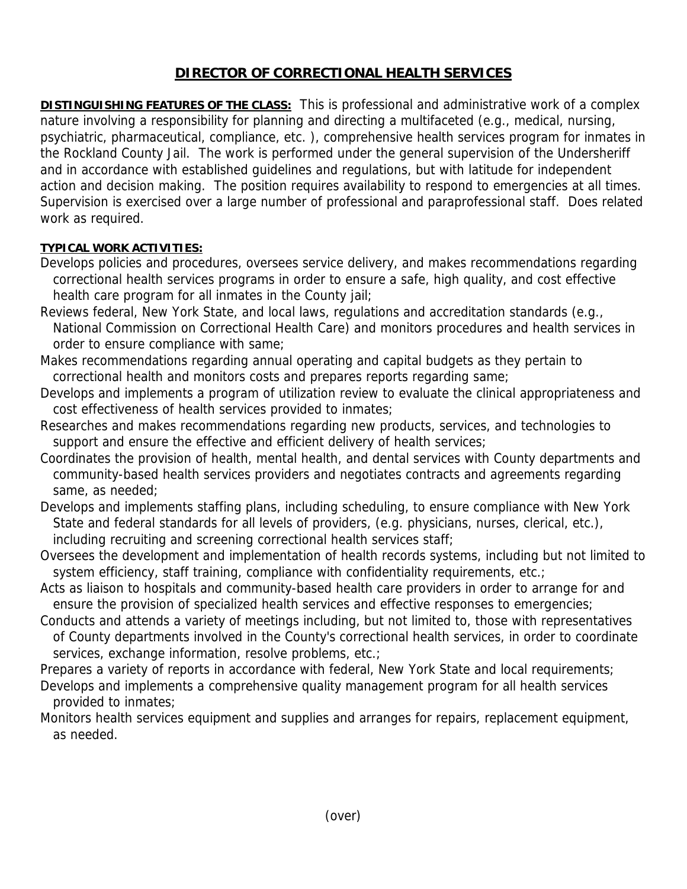# DIRECTOR OF CORRECTIONAL HEALTH SERVICES

**DISTINGUISHING FEATURES OF THE CLASS:** This is professional and administrative work of a complex nature involving a responsibility for planning and directing a multifaceted (e.g., medical, nursing, psychiatric, pharmaceutical, compliance, etc. ), comprehensive health services program for inmates in the Rockland County Jail. The work is performed under the general supervision of the Undersheriff and in accordance with established guidelines and regulations, but with latitude for independent action and decision making. The position requires availability to respond to emergencies at all times. Supervision is exercised over a large number of professional and paraprofessional staff. Does related work as required.

**TYPICAL WORK ACTIVITIES:**

Develops policies and procedures, oversees service delivery, and makes recommendations regarding correctional health services programs in order to ensure a safe, high quality, and cost effective health care program for all inmates in the County jail;

Reviews federal, New York State, and local laws, regulations and accreditation standards (e.g., National Commission on Correctional Health Care) and monitors procedures and health services in order to ensure compliance with same;

Makes recommendations regarding annual operating and capital budgets as they pertain to correctional health and monitors costs and prepares reports regarding same;

Develops and implements a program of utilization review to evaluate the clinical appropriateness and cost effectiveness of health services provided to inmates;

Researches and makes recommendations regarding new products, services, and technologies to support and ensure the effective and efficient delivery of health services;

Coordinates the provision of health, mental health, and dental services with County departments and community-based health services providers and negotiates contracts and agreements regarding same, as needed;

Develops and implements staffing plans, including scheduling, to ensure compliance with New York State and federal standards for all levels of providers, (e.g. physicians, nurses, clerical, etc.), including recruiting and screening correctional health services staff;

Oversees the development and implementation of health records systems, including but not limited to system efficiency, staff training, compliance with confidentiality requirements, etc.;

Acts as liaison to hospitals and community-based health care providers in order to arrange for and ensure the provision of specialized health services and effective responses to emergencies;

Conducts and attends a variety of meetings including, but not limited to, those with representatives of County departments involved in the County's correctional health services, in order to coordinate services, exchange information, resolve problems, etc.;

Prepares a variety of reports in accordance with federal, New York State and local requirements;

Develops and implements a comprehensive quality management program for all health services provided to inmates;

Monitors health services equipment and supplies and arranges for repairs, replacement equipment, as needed.

(over)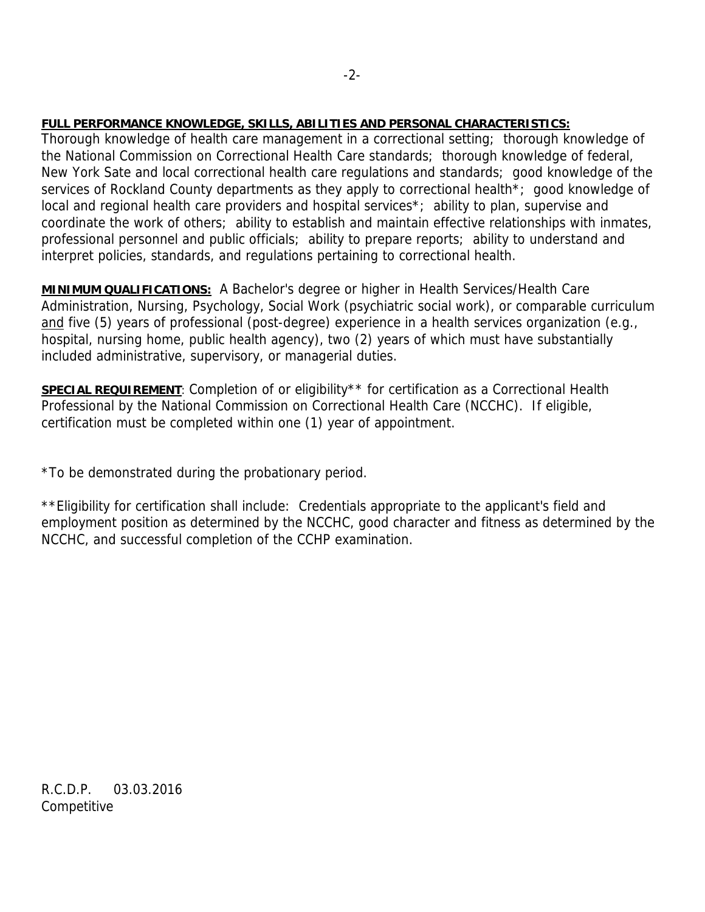**FULL PERFORMANCE KNOWLEDGE, SKILLS, ABILITIES AND PERSONAL CHARACTERISTICS:**
Thorough knowledge of health care management in a correctional setting; thorough knowledge of the National Commission on Correctional Health Care standards; thorough knowledge of federal, New York Sate and local correctional health care regulations and standards; good knowledge of the services of Rockland County departments as they apply to correctional health*; good knowledge of local and regional health care providers and hospital services*; ability to plan, supervise and coordinate the work of others; ability to establish and maintain effective relationships with inmates, professional personnel and public officials; ability to prepare reports; ability to understand and interpret policies, standards, and regulations pertaining to correctional health.

**MINIMUM QUALIFICATIONS:** A Bachelor's degree or higher in Health Services/Health Care Administration, Nursing, Psychology, Social Work (psychiatric social work), or comparable curriculum and five (5) years of professional (post-degree) experience in a health services organization (e.g., hospital, nursing home, public health agency), two (2) years of which must have substantially included administrative, supervisory, or managerial duties.

**SPECIAL REQUIREMENT**: Completion of or eligibility** for certification as a Correctional Health Professional by the National Commission on Correctional Health Care (NCCHC). If eligible, certification must be completed within one (1) year of appointment.

*To be demonstrated during the probationary period.

**Eligibility for certification shall include: Credentials appropriate to the applicant's field and employment position as determined by the NCCHC, good character and fitness as determined by the NCCHC, and successful completion of the CCHP examination.

R.C.D.P. 03.03.2016
Competitive